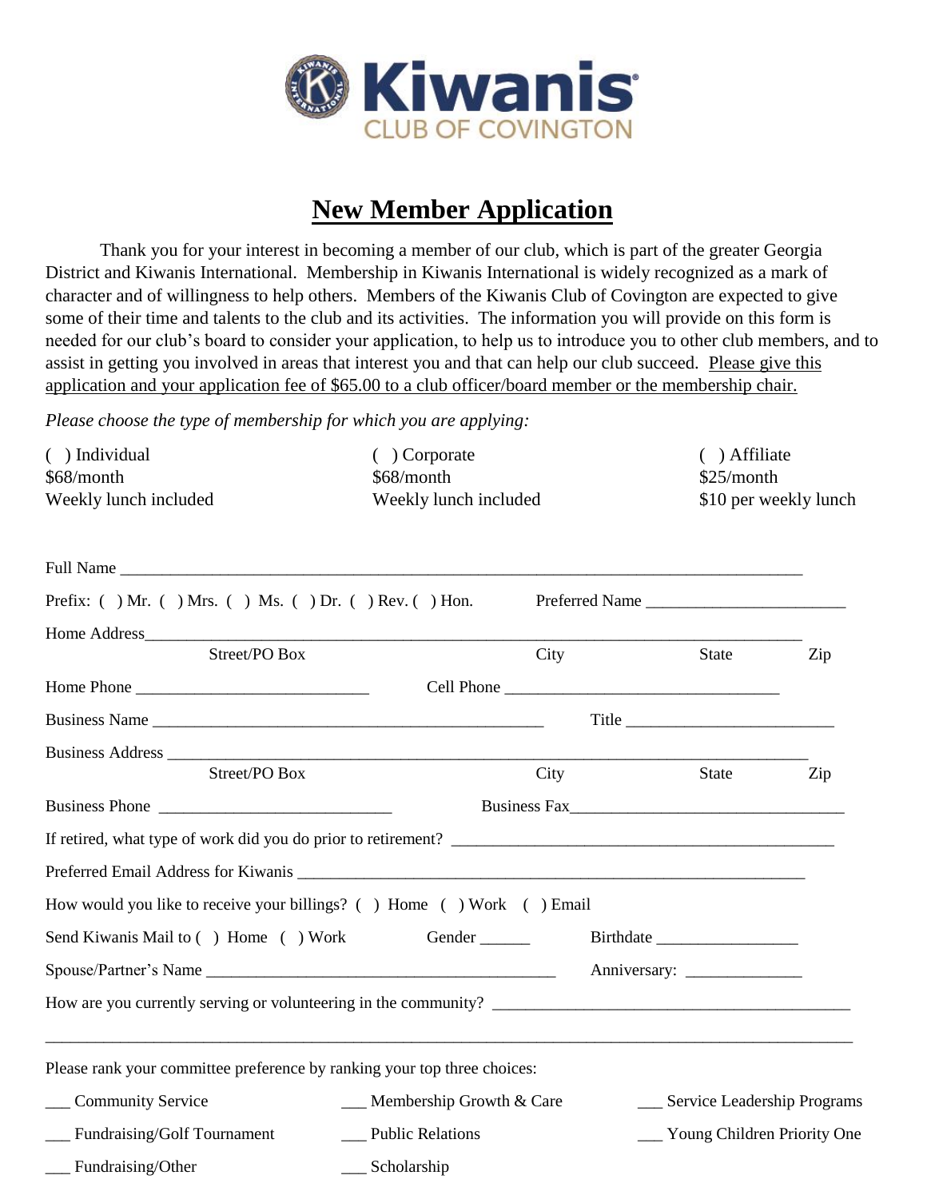Kiwanis
CLUB OF COVINGTON

# New Member Application

Thank you for your interest in becoming a member of our club, which is part of the greater Georgia District and Kiwanis International. Membership in Kiwanis International is widely recognized as a mark of character and of willingness to help others. Members of the Kiwanis Club of Covington are expected to give some of their time and talents to the club and its activities. The information you will provide on this form is needed for our club's board to consider your application, to help us to introduce you to other club members, and to assist in getting you involved in areas that interest you and that can help our club succeed. Please give this application and your application fee of $65.00 to a club officer/board member or the membership chair.

*Please choose the type of membership for which you are applying:*

| ( ) Individual | ( ) Corporate | ( ) Affiliate |
|---|---|---|
| $68/month | $68/month | $25/month |
| Weekly lunch included | Weekly lunch included | $10 per weekly lunch |

Full Name ______________________________________________________________________________

Prefix: ( ) Mr. ( ) Mrs. ( ) Ms. ( ) Dr. ( ) Rev. ( ) Hon.     Preferred Name ______________________

Home Address______________________________________________________________________________
Street/PO Box     City     State     Zip

Home Phone ___________________________     Cell Phone _______________________________

Business Name ____________________________________________     Title ______________________

Business Address ___________________________________________________________________________
Street/PO Box     City     State     Zip

Business Phone ___________________________     Business Fax______________________________

If retired, what type of work did you do prior to retirement? ____________________________________________

Preferred Email Address for Kiwanis _____________________________________________________________

How would you like to receive your billings? ( ) Home ( ) Work ( ) Email

Send Kiwanis Mail to ( ) Home ( ) Work     Gender ______     Birthdate ________________

Spouse/Partner's Name ________________________________________     Anniversary: _____________

How are you currently serving or volunteering in the community? ___________________________________________

_____________________________________________________________________________________________

Please rank your committee preference by ranking your top three choices:

___ Community Service     ___ Membership Growth & Care     ___ Service Leadership Programs

___ Fundraising/Golf Tournament     ___ Public Relations     ___ Young Children Priority One

___ Fundraising/Other     ___ Scholarship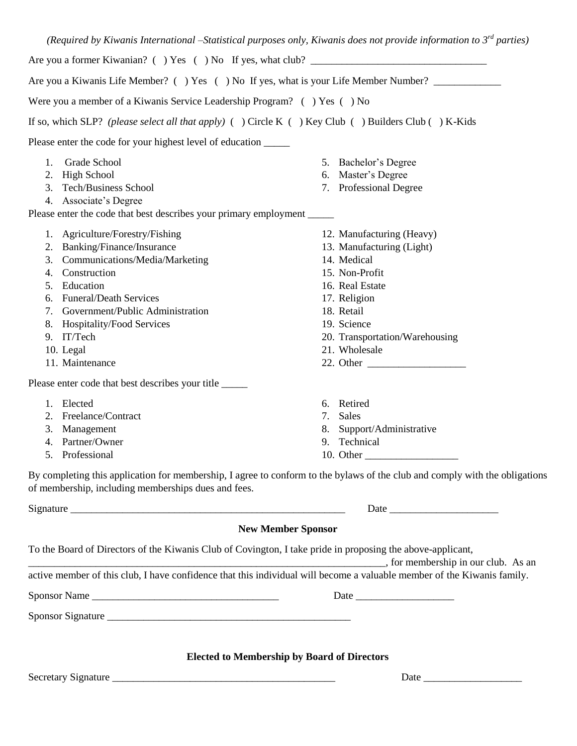*(Required by Kiwanis International –Statistical purposes only, Kiwanis does not provide information to 3rd parties)*

Are you a former Kiwanian? ( ) Yes ( ) No If yes, what club? ___________________________________

Are you a Kiwanis Life Member? ( ) Yes ( ) No If yes, what is your Life Member Number? _____________

Were you a member of a Kiwanis Service Leadership Program? ( ) Yes ( ) No

If so, which SLP? *(please select all that apply)* ( ) Circle K ( ) Key Club ( ) Builders Club ( ) K-Kids

Please enter the code for your highest level of education _____

1. Grade School
2. High School
3. Tech/Business School
4. Associate's Degree
5. Bachelor's Degree
6. Master's Degree
7. Professional Degree

Please enter the code that best describes your primary employment _____

1. Agriculture/Forestry/Fishing
2. Banking/Finance/Insurance
3. Communications/Media/Marketing
4. Construction
5. Education
6. Funeral/Death Services
7. Government/Public Administration
8. Hospitality/Food Services
9. IT/Tech
10. Legal
11. Maintenance
12. Manufacturing (Heavy)
13. Manufacturing (Light)
14. Medical
15. Non-Profit
16. Real Estate
17. Religion
18. Retail
19. Science
20. Transportation/Warehousing
21. Wholesale
22. Other ___________________

Please enter code that best describes your title _____

1. Elected
2. Freelance/Contract
3. Management
4. Partner/Owner
5. Professional
6. Retired
7. Sales
8. Support/Administrative
9. Technical
10. Other __________________

By completing this application for membership, I agree to conform to the bylaws of the club and comply with the obligations of membership, including memberships dues and fees.

Signature _______________________________________________________ Date _____________________

**New Member Sponsor**

To the Board of Directors of the Kiwanis Club of Covington, I take pride in proposing the above-applicant, ________________________________________________________________________, for membership in our club. As an active member of this club, I have confidence that this individual will become a valuable member of the Kiwanis family.

Sponsor Name ____________________________________ Date ___________________

Sponsor Signature _________________________________________________

**Elected to Membership by Board of Directors**

Secretary Signature ____________________________________________ Date ___________________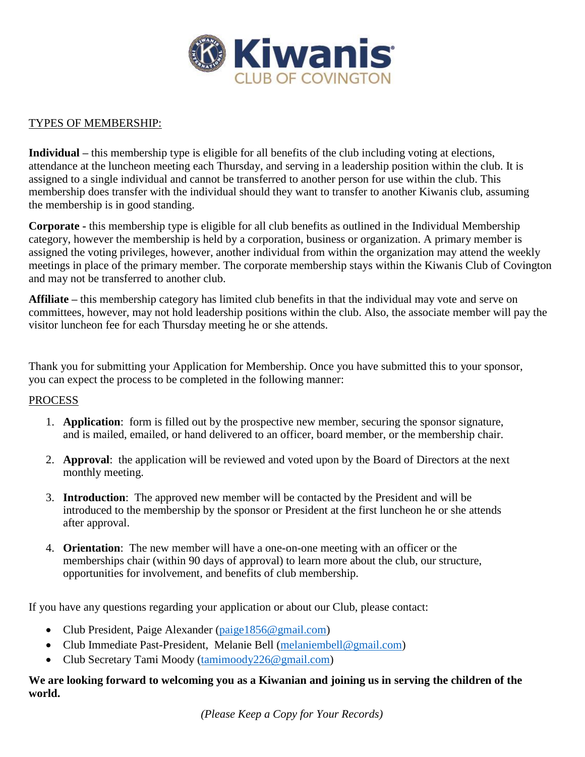Kiwanis
CLUB OF COVINGTON

TYPES OF MEMBERSHIP:

**Individual –** this membership type is eligible for all benefits of the club including voting at elections, attendance at the luncheon meeting each Thursday, and serving in a leadership position within the club. It is assigned to a single individual and cannot be transferred to another person for use within the club. This membership does transfer with the individual should they want to transfer to another Kiwanis club, assuming the membership is in good standing.

**Corporate -** this membership type is eligible for all club benefits as outlined in the Individual Membership category, however the membership is held by a corporation, business or organization. A primary member is assigned the voting privileges, however, another individual from within the organization may attend the weekly meetings in place of the primary member. The corporate membership stays within the Kiwanis Club of Covington and may not be transferred to another club.

**Affiliate –** this membership category has limited club benefits in that the individual may vote and serve on committees, however, may not hold leadership positions within the club. Also, the associate member will pay the visitor luncheon fee for each Thursday meeting he or she attends.

Thank you for submitting your Application for Membership. Once you have submitted this to your sponsor, you can expect the process to be completed in the following manner:

PROCESS

1. **Application**: form is filled out by the prospective new member, securing the sponsor signature, and is mailed, emailed, or hand delivered to an officer, board member, or the membership chair.

2. **Approval**: the application will be reviewed and voted upon by the Board of Directors at the next monthly meeting.

3. **Introduction**: The approved new member will be contacted by the President and will be introduced to the membership by the sponsor or President at the first luncheon he or she attends after approval.

4. **Orientation**: The new member will have a one-on-one meeting with an officer or the memberships chair (within 90 days of approval) to learn more about the club, our structure, opportunities for involvement, and benefits of club membership.

If you have any questions regarding your application or about our Club, please contact:

- Club President, Paige Alexander (paige1856@gmail.com)
- Club Immediate Past-President, Melanie Bell (melaniembell@gmail.com)
- Club Secretary Tami Moody (tamimoody226@gmail.com)

**We are looking forward to welcoming you as a Kiwanian and joining us in serving the children of the world.**

*(Please Keep a Copy for Your Records)*